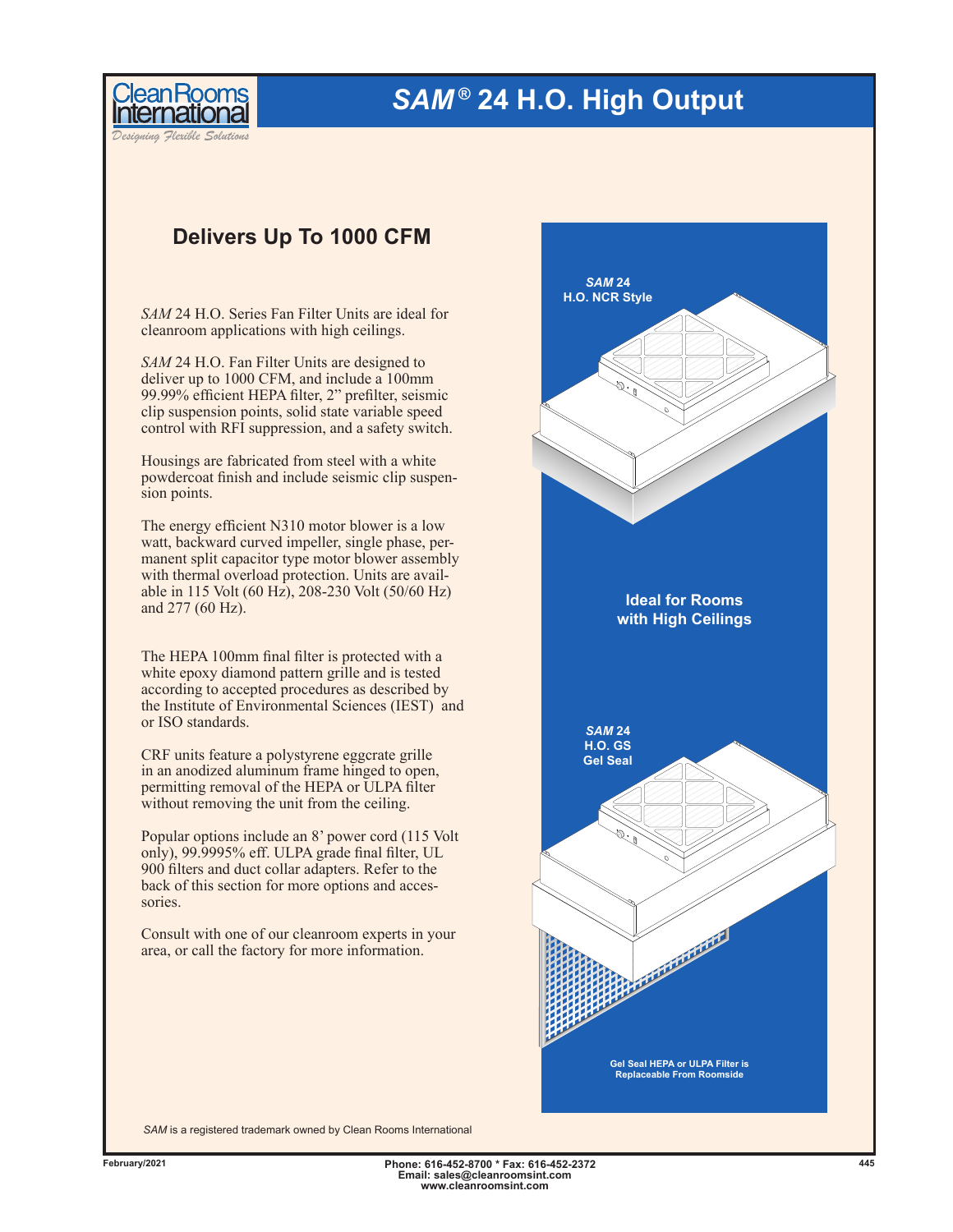# *SAM*® 24 H.O. High Output

## Delivers Up To 1000 CFM

*SAM* 24 H.O. Series Fan Filter Units are ideal for cleanroom applications with high ceilings.

*SAM* 24 H.O. Fan Filter Units are designed to deliver up to 1000 CFM, and include a 100mm 99.99% efficient HEPA filter, 2" prefilter, seismic clip suspension points, solid state variable speed control with RFI suppression, and a safety switch.

Housings are fabricated from steel with a white powdercoat finish and include seismic clip suspension points.

The energy efficient N310 motor blower is a low watt, backward curved impeller, single phase, permanent split capacitor type motor blower assembly with thermal overload protection. Units are available in 115 Volt (60 Hz), 208-230 Volt (50/60 Hz) and 277 (60 Hz).

The HEPA 100mm final filter is protected with a white epoxy diamond pattern grille and is tested according to accepted procedures as described by the Institute of Environmental Sciences (IEST) and or ISO standards.

CRF units feature a polystyrene eggcrate grille in an anodized aluminum frame hinged to open, permitting removal of the HEPA or ULPA filter without removing the unit from the ceiling.

Popular options include an 8' power cord (115 Volt only), 99.9995% eff. ULPA grade final filter, UL 900 filters and duct collar adapters. Refer to the back of this section for more options and accessories.

Consult with one of our cleanroom experts in your area, or call the factory for more information.

**_SAM_ 24 H.O. NCR Style**

**Ideal for Rooms with High Ceilings**

**_SAM_ 24 H.O. GS Gel Seal**

**Gel Seal HEPA or ULPA Filter is Replaceable From Roomside**

*SAM* is a registered trademark owned by Clean Rooms International

February/2021

Phone: 616-452-8700 * Fax: 616-452-2372
Email: sales@cleanroomsint.com
www.cleanroomsint.com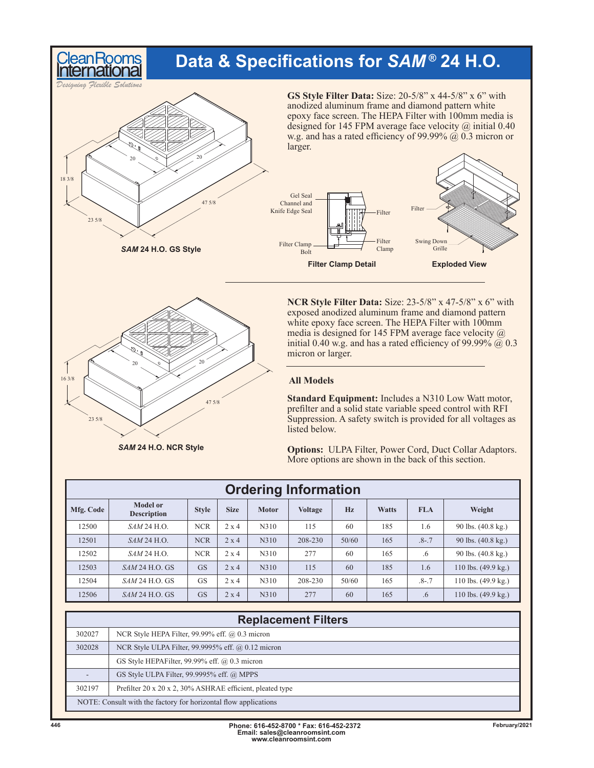# Data & Specifications for *SAM*® 24 H.O.

CleanRooms International
*Designing Flexible Solutions*

18 3/8
20
20
47 5/8
23 5/8

***SAM* 24 H.O. GS Style**

**GS Style Filter Data:** Size: 20-5/8" x 44-5/8" x 6" with anodized aluminum frame and diamond pattern white epoxy face screen. The HEPA Filter with 100mm media is designed for 145 FPM average face velocity @ initial 0.40 w.g. and has a rated efficiency of 99.99% @ 0.3 micron or larger.

Gel Seal Channel and Knife Edge Seal
Filter
Filter Clamp Bolt
Filter Clamp

**Filter Clamp Detail**

Filter
Swing Down Grille

**Exploded View**

16 3/8
20
20
47 5/8
23 5/8

***SAM* 24 H.O. NCR Style**

**NCR Style Filter Data:** Size: 23-5/8" x 47-5/8" x 6" with exposed anodized aluminum frame and diamond pattern white epoxy face screen. The HEPA Filter with 100mm media is designed for 145 FPM average face velocity @ initial 0.40 w.g. and has a rated efficiency of 99.99% @ 0.3 micron or larger.

**All Models**

**Standard Equipment:** Includes a N310 Low Watt motor, prefilter and a solid state variable speed control with RFI Suppression. A safety switch is provided for all voltages as listed below.

**Options:** ULPA Filter, Power Cord, Duct Collar Adaptors. More options are shown in the back of this section.

## Ordering Information

| Mfg. Code | Model or Description | Style | Size | Motor | Voltage | Hz | Watts | FLA | Weight |
|---|---|---|---|---|---|---|---|---|---|
| 12500 | *SAM* 24 H.O. | NCR | 2 x 4 | N310 | 115 | 60 | 185 | 1.6 | 90 lbs. (40.8 kg.) |
| 12501 | *SAM* 24 H.O. | NCR | 2 x 4 | N310 | 208-230 | 50/60 | 165 | .8-.7 | 90 lbs. (40.8 kg.) |
| 12502 | *SAM* 24 H.O. | NCR | 2 x 4 | N310 | 277 | 60 | 165 | .6 | 90 lbs. (40.8 kg.) |
| 12503 | *SAM* 24 H.O. GS | GS | 2 x 4 | N310 | 115 | 60 | 185 | 1.6 | 110 lbs. (49.9 kg.) |
| 12504 | *SAM* 24 H.O. GS | GS | 2 x 4 | N310 | 208-230 | 50/60 | 165 | .8-.7 | 110 lbs. (49.9 kg.) |
| 12506 | *SAM* 24 H.O. GS | GS | 2 x 4 | N310 | 277 | 60 | 165 | .6 | 110 lbs. (49.9 kg.) |

## Replacement Filters

| | |
|---|---|
| 302027 | NCR Style HEPA Filter, 99.99% eff. @ 0.3 micron |
| 302028 | NCR Style ULPA Filter, 99.9995% eff. @ 0.12 micron |
| | GS Style HEPAFilter, 99.99% eff. @ 0.3 micron |
| - | GS Style ULPA Filter, 99.9995% eff. @ MPPS |
| 302197 | Prefilter 20 x 20 x 2, 30% ASHRAE efficient, pleated type |
| NOTE: Consult with the factory for horizontal flow applications | |

Phone: 616-452-8700 * Fax: 616-452-2372
Email: sales@cleanroomsint.com
www.cleanroomsint.com

February/2021